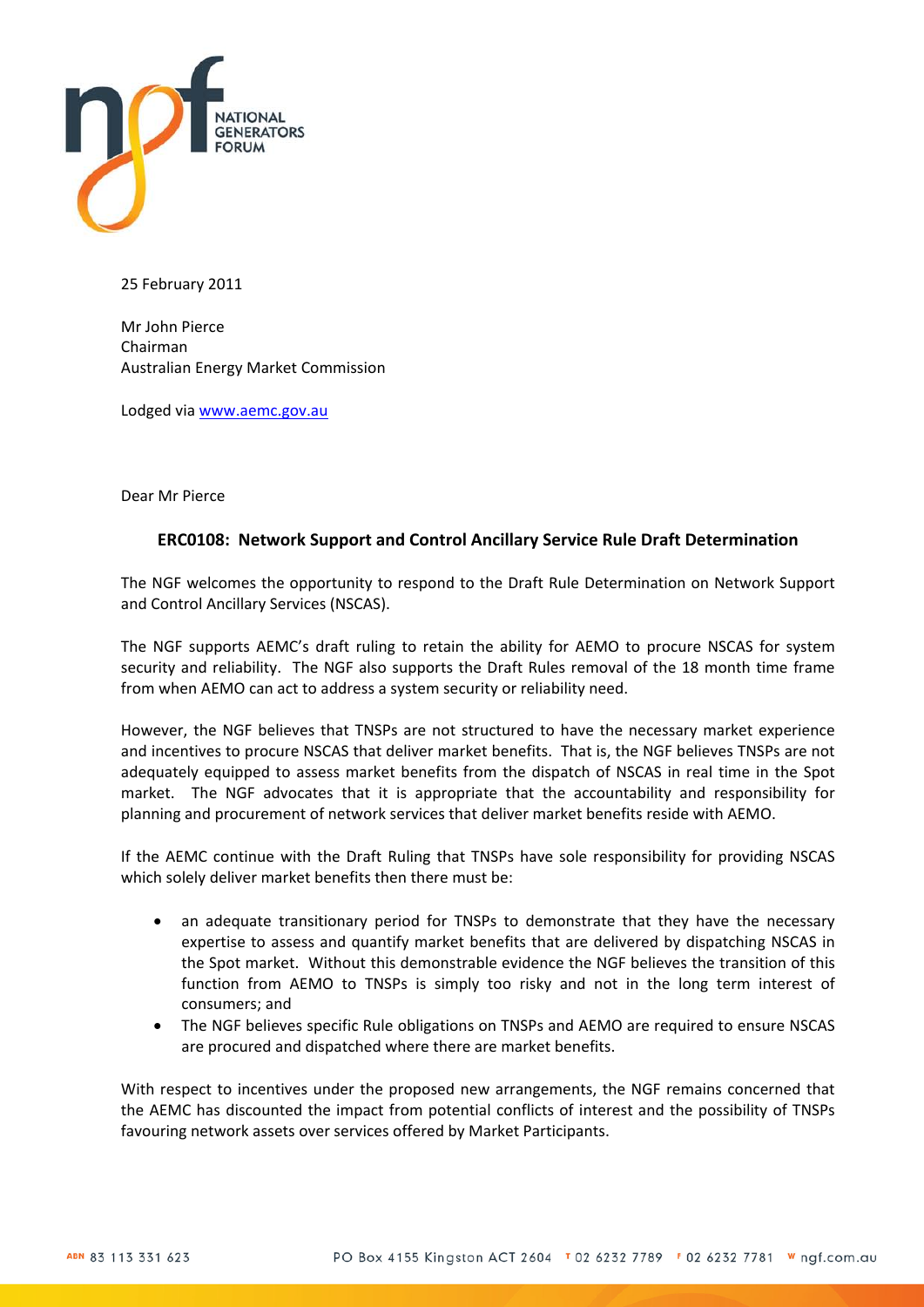NATIONAL GENERATORS FORUM

25 February 2011

Mr John Pierce
Chairman
Australian Energy Market Commission

Lodged via www.aemc.gov.au

Dear Mr Pierce

**ERC0108: Network Support and Control Ancillary Service Rule Draft Determination**

The NGF welcomes the opportunity to respond to the Draft Rule Determination on Network Support and Control Ancillary Services (NSCAS).

The NGF supports AEMC's draft ruling to retain the ability for AEMO to procure NSCAS for system security and reliability. The NGF also supports the Draft Rules removal of the 18 month time frame from when AEMO can act to address a system security or reliability need.

However, the NGF believes that TNSPs are not structured to have the necessary market experience and incentives to procure NSCAS that deliver market benefits. That is, the NGF believes TNSPs are not adequately equipped to assess market benefits from the dispatch of NSCAS in real time in the Spot market. The NGF advocates that it is appropriate that the accountability and responsibility for planning and procurement of network services that deliver market benefits reside with AEMO.

If the AEMC continue with the Draft Ruling that TNSPs have sole responsibility for providing NSCAS which solely deliver market benefits then there must be:

- an adequate transitionary period for TNSPs to demonstrate that they have the necessary expertise to assess and quantify market benefits that are delivered by dispatching NSCAS in the Spot market. Without this demonstrable evidence the NGF believes the transition of this function from AEMO to TNSPs is simply too risky and not in the long term interest of consumers; and
- The NGF believes specific Rule obligations on TNSPs and AEMO are required to ensure NSCAS are procured and dispatched where there are market benefits.

With respect to incentives under the proposed new arrangements, the NGF remains concerned that the AEMC has discounted the impact from potential conflicts of interest and the possibility of TNSPs favouring network assets over services offered by Market Participants.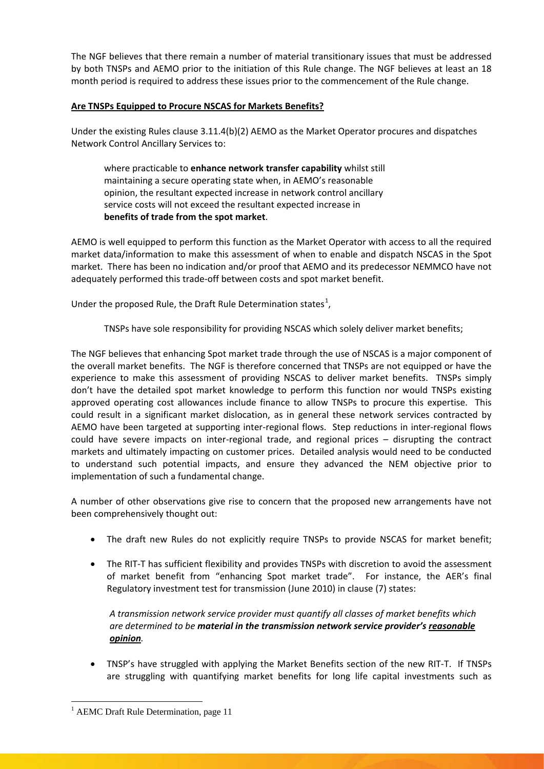The NGF believes that there remain a number of material transitionary issues that must be addressed by both TNSPs and AEMO prior to the initiation of this Rule change. The NGF believes at least an 18 month period is required to address these issues prior to the commencement of the Rule change.

**Are TNSPs Equipped to Procure NSCAS for Markets Benefits?**

Under the existing Rules clause 3.11.4(b)(2) AEMO as the Market Operator procures and dispatches Network Control Ancillary Services to:

> where practicable to **enhance network transfer capability** whilst still maintaining a secure operating state when, in AEMO's reasonable opinion, the resultant expected increase in network control ancillary service costs will not exceed the resultant expected increase in **benefits of trade from the spot market**.

AEMO is well equipped to perform this function as the Market Operator with access to all the required market data/information to make this assessment of when to enable and dispatch NSCAS in the Spot market. There has been no indication and/or proof that AEMO and its predecessor NEMMCO have not adequately performed this trade-off between costs and spot market benefit.

Under the proposed Rule, the Draft Rule Determination states[1],

> TNSPs have sole responsibility for providing NSCAS which solely deliver market benefits;

The NGF believes that enhancing Spot market trade through the use of NSCAS is a major component of the overall market benefits. The NGF is therefore concerned that TNSPs are not equipped or have the experience to make this assessment of providing NSCAS to deliver market benefits. TNSPs simply don't have the detailed spot market knowledge to perform this function nor would TNSPs existing approved operating cost allowances include finance to allow TNSPs to procure this expertise. This could result in a significant market dislocation, as in general these network services contracted by AEMO have been targeted at supporting inter-regional flows. Step reductions in inter-regional flows could have severe impacts on inter-regional trade, and regional prices – disrupting the contract markets and ultimately impacting on customer prices. Detailed analysis would need to be conducted to understand such potential impacts, and ensure they advanced the NEM objective prior to implementation of such a fundamental change.

A number of other observations give rise to concern that the proposed new arrangements have not been comprehensively thought out:

- The draft new Rules do not explicitly require TNSPs to provide NSCAS for market benefit;
- The RIT-T has sufficient flexibility and provides TNSPs with discretion to avoid the assessment of market benefit from "enhancing Spot market trade". For instance, the AER's final Regulatory investment test for transmission (June 2010) in clause (7) states:

  *A transmission network service provider must quantify all classes of market benefits which are determined to be* ***material in the transmission network service provider's <u>reasonable</u> <u>opinion</u>****.*

- TNSP's have struggled with applying the Market Benefits section of the new RIT-T. If TNSPs are struggling with quantifying market benefits for long life capital investments such as

[1] AEMC Draft Rule Determination, page 11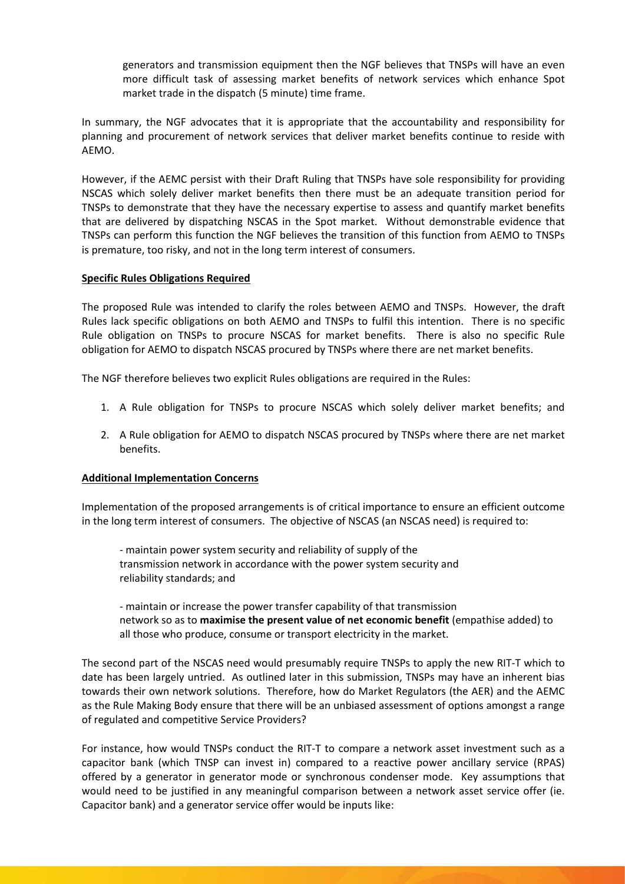generators and transmission equipment then the NGF believes that TNSPs will have an even more difficult task of assessing market benefits of network services which enhance Spot market trade in the dispatch (5 minute) time frame.

In summary, the NGF advocates that it is appropriate that the accountability and responsibility for planning and procurement of network services that deliver market benefits continue to reside with AEMO.

However, if the AEMC persist with their Draft Ruling that TNSPs have sole responsibility for providing NSCAS which solely deliver market benefits then there must be an adequate transition period for TNSPs to demonstrate that they have the necessary expertise to assess and quantify market benefits that are delivered by dispatching NSCAS in the Spot market. Without demonstrable evidence that TNSPs can perform this function the NGF believes the transition of this function from AEMO to TNSPs is premature, too risky, and not in the long term interest of consumers.

**Specific Rules Obligations Required**

The proposed Rule was intended to clarify the roles between AEMO and TNSPs. However, the draft Rules lack specific obligations on both AEMO and TNSPs to fulfil this intention. There is no specific Rule obligation on TNSPs to procure NSCAS for market benefits. There is also no specific Rule obligation for AEMO to dispatch NSCAS procured by TNSPs where there are net market benefits.

The NGF therefore believes two explicit Rules obligations are required in the Rules:

1. A Rule obligation for TNSPs to procure NSCAS which solely deliver market benefits; and
2. A Rule obligation for AEMO to dispatch NSCAS procured by TNSPs where there are net market benefits.

**Additional Implementation Concerns**

Implementation of the proposed arrangements is of critical importance to ensure an efficient outcome in the long term interest of consumers. The objective of NSCAS (an NSCAS need) is required to:

- maintain power system security and reliability of supply of the transmission network in accordance with the power system security and reliability standards; and

- maintain or increase the power transfer capability of that transmission network so as to **maximise the present value of net economic benefit** (empathise added) to all those who produce, consume or transport electricity in the market.

The second part of the NSCAS need would presumably require TNSPs to apply the new RIT-T which to date has been largely untried. As outlined later in this submission, TNSPs may have an inherent bias towards their own network solutions. Therefore, how do Market Regulators (the AER) and the AEMC as the Rule Making Body ensure that there will be an unbiased assessment of options amongst a range of regulated and competitive Service Providers?

For instance, how would TNSPs conduct the RIT-T to compare a network asset investment such as a capacitor bank (which TNSP can invest in) compared to a reactive power ancillary service (RPAS) offered by a generator in generator mode or synchronous condenser mode. Key assumptions that would need to be justified in any meaningful comparison between a network asset service offer (ie. Capacitor bank) and a generator service offer would be inputs like: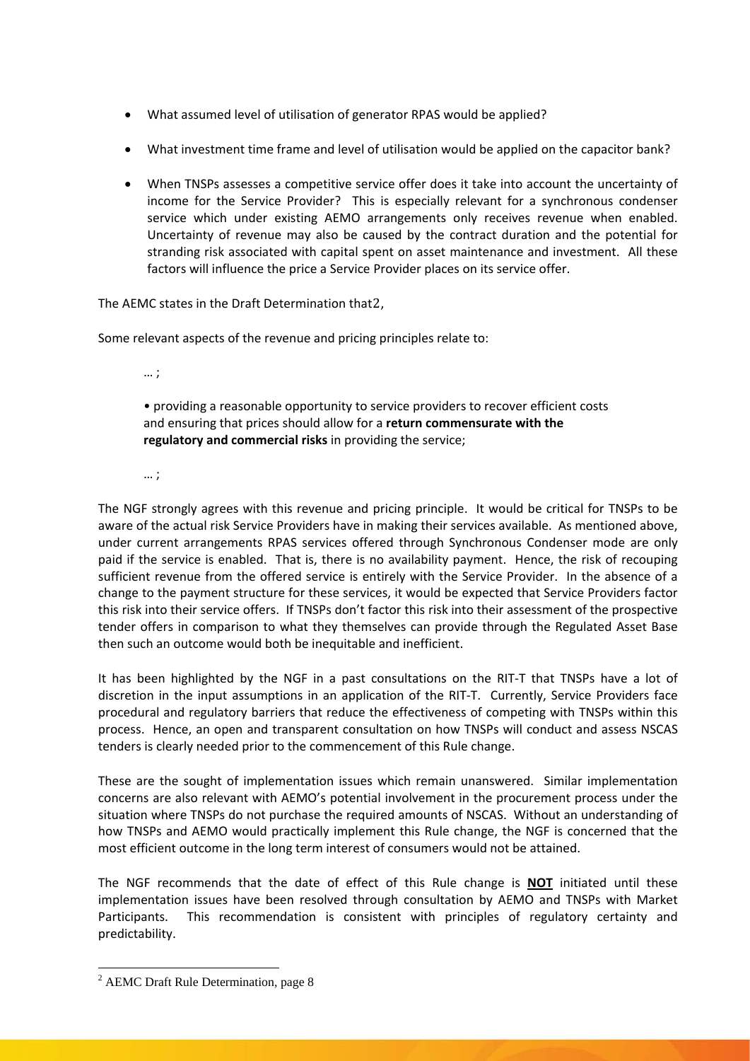- What assumed level of utilisation of generator RPAS would be applied?
- What investment time frame and level of utilisation would be applied on the capacitor bank?
- When TNSPs assesses a competitive service offer does it take into account the uncertainty of income for the Service Provider? This is especially relevant for a synchronous condenser service which under existing AEMO arrangements only receives revenue when enabled. Uncertainty of revenue may also be caused by the contract duration and the potential for stranding risk associated with capital spent on asset maintenance and investment. All these factors will influence the price a Service Provider places on its service offer.

The AEMC states in the Draft Determination that[2],

Some relevant aspects of the revenue and pricing principles relate to:

> … ;
>
> • providing a reasonable opportunity to service providers to recover efficient costs and ensuring that prices should allow for a **return commensurate with the regulatory and commercial risks** in providing the service;
>
> … ;

The NGF strongly agrees with this revenue and pricing principle. It would be critical for TNSPs to be aware of the actual risk Service Providers have in making their services available. As mentioned above, under current arrangements RPAS services offered through Synchronous Condenser mode are only paid if the service is enabled. That is, there is no availability payment. Hence, the risk of recouping sufficient revenue from the offered service is entirely with the Service Provider. In the absence of a change to the payment structure for these services, it would be expected that Service Providers factor this risk into their service offers. If TNSPs don't factor this risk into their assessment of the prospective tender offers in comparison to what they themselves can provide through the Regulated Asset Base then such an outcome would both be inequitable and inefficient.

It has been highlighted by the NGF in a past consultations on the RIT-T that TNSPs have a lot of discretion in the input assumptions in an application of the RIT-T. Currently, Service Providers face procedural and regulatory barriers that reduce the effectiveness of competing with TNSPs within this process. Hence, an open and transparent consultation on how TNSPs will conduct and assess NSCAS tenders is clearly needed prior to the commencement of this Rule change.

These are the sought of implementation issues which remain unanswered. Similar implementation concerns are also relevant with AEMO's potential involvement in the procurement process under the situation where TNSPs do not purchase the required amounts of NSCAS. Without an understanding of how TNSPs and AEMO would practically implement this Rule change, the NGF is concerned that the most efficient outcome in the long term interest of consumers would not be attained.

The NGF recommends that the date of effect of this Rule change is **NOT** initiated until these implementation issues have been resolved through consultation by AEMO and TNSPs with Market Participants. This recommendation is consistent with principles of regulatory certainty and predictability.

---

[2] AEMC Draft Rule Determination, page 8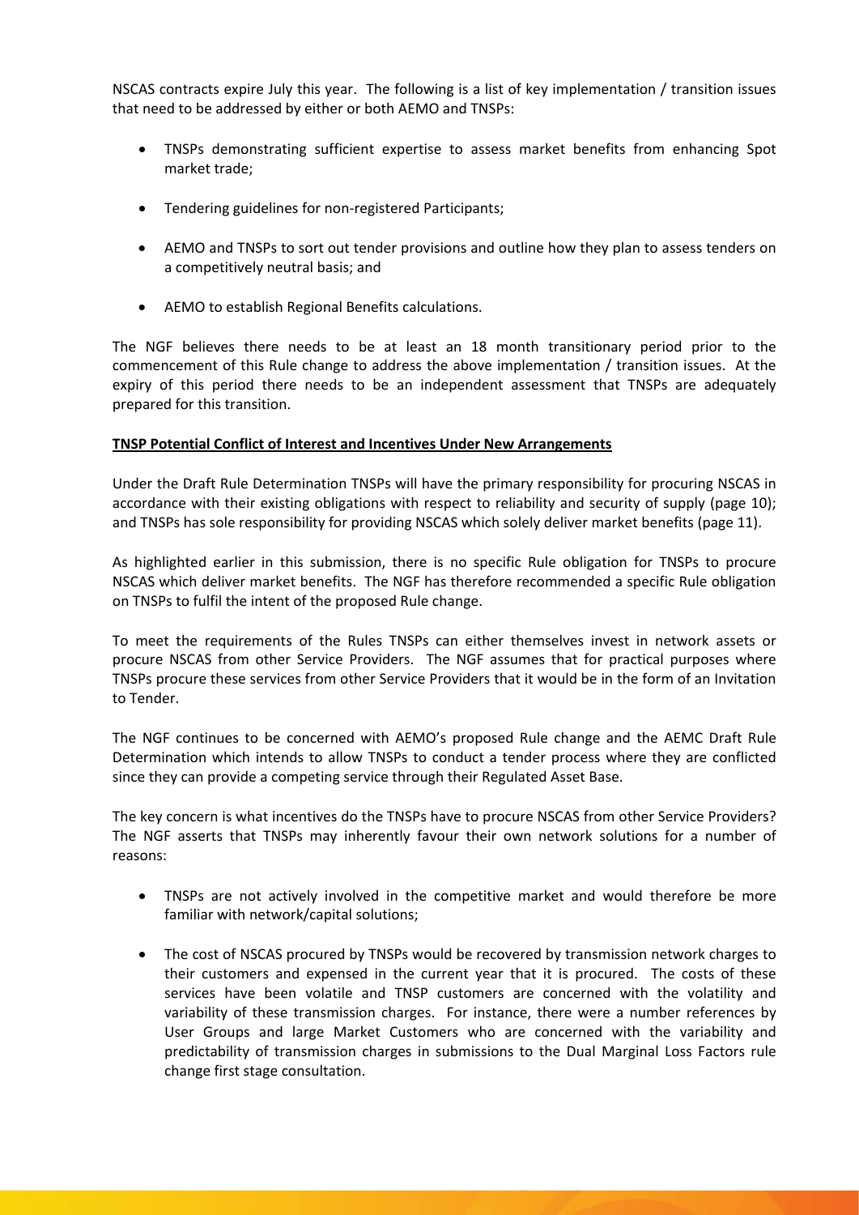NSCAS contracts expire July this year. The following is a list of key implementation / transition issues that need to be addressed by either or both AEMO and TNSPs:

- TNSPs demonstrating sufficient expertise to assess market benefits from enhancing Spot market trade;
- Tendering guidelines for non-registered Participants;
- AEMO and TNSPs to sort out tender provisions and outline how they plan to assess tenders on a competitively neutral basis; and
- AEMO to establish Regional Benefits calculations.

The NGF believes there needs to be at least an 18 month transitionary period prior to the commencement of this Rule change to address the above implementation / transition issues. At the expiry of this period there needs to be an independent assessment that TNSPs are adequately prepared for this transition.

**TNSP Potential Conflict of Interest and Incentives Under New Arrangements**

Under the Draft Rule Determination TNSPs will have the primary responsibility for procuring NSCAS in accordance with their existing obligations with respect to reliability and security of supply (page 10); and TNSPs has sole responsibility for providing NSCAS which solely deliver market benefits (page 11).

As highlighted earlier in this submission, there is no specific Rule obligation for TNSPs to procure NSCAS which deliver market benefits. The NGF has therefore recommended a specific Rule obligation on TNSPs to fulfil the intent of the proposed Rule change.

To meet the requirements of the Rules TNSPs can either themselves invest in network assets or procure NSCAS from other Service Providers. The NGF assumes that for practical purposes where TNSPs procure these services from other Service Providers that it would be in the form of an Invitation to Tender.

The NGF continues to be concerned with AEMO's proposed Rule change and the AEMC Draft Rule Determination which intends to allow TNSPs to conduct a tender process where they are conflicted since they can provide a competing service through their Regulated Asset Base.

The key concern is what incentives do the TNSPs have to procure NSCAS from other Service Providers? The NGF asserts that TNSPs may inherently favour their own network solutions for a number of reasons:

- TNSPs are not actively involved in the competitive market and would therefore be more familiar with network/capital solutions;
- The cost of NSCAS procured by TNSPs would be recovered by transmission network charges to their customers and expensed in the current year that it is procured. The costs of these services have been volatile and TNSP customers are concerned with the volatility and variability of these transmission charges. For instance, there were a number references by User Groups and large Market Customers who are concerned with the variability and predictability of transmission charges in submissions to the Dual Marginal Loss Factors rule change first stage consultation.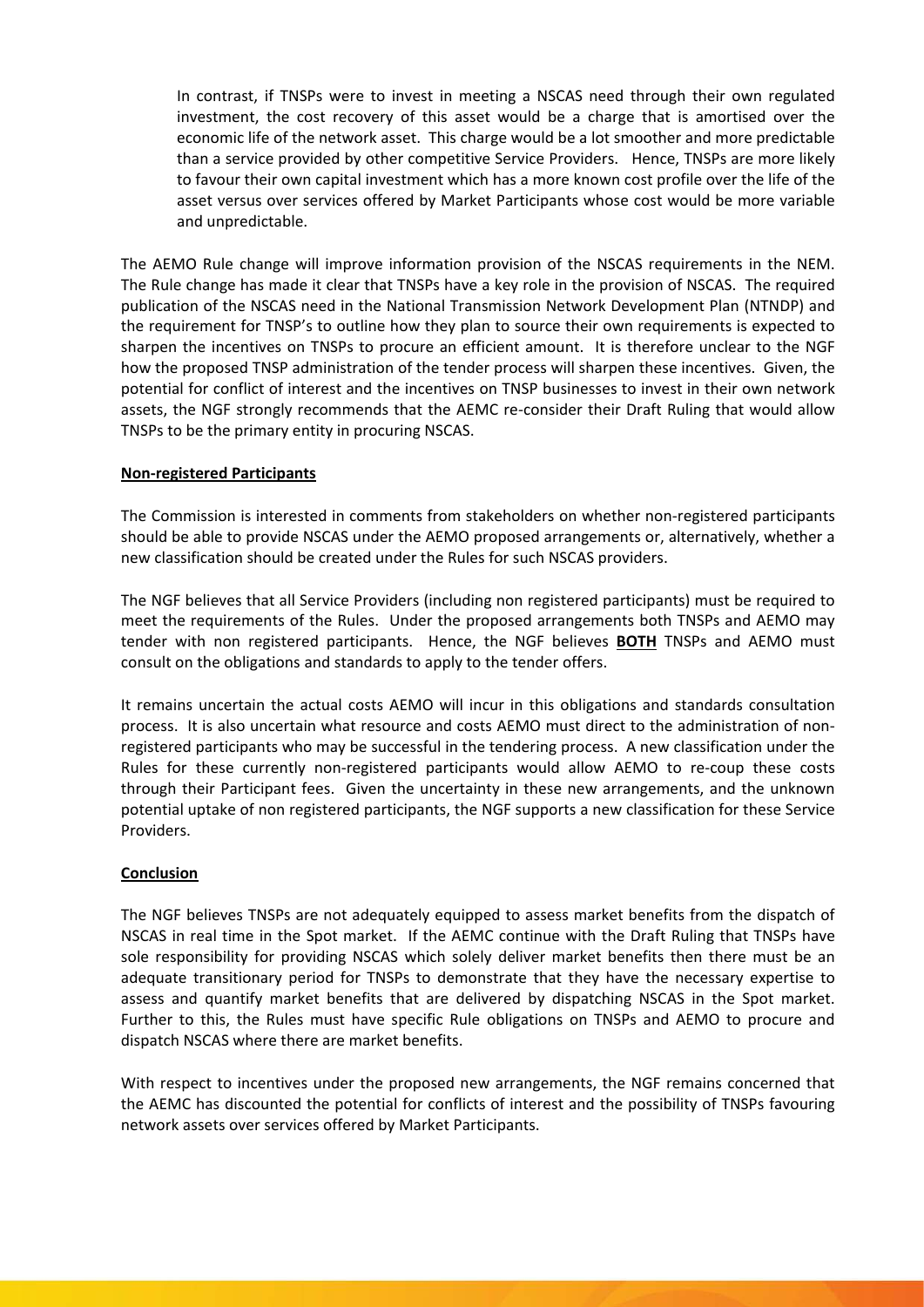> In contrast, if TNSPs were to invest in meeting a NSCAS need through their own regulated investment, the cost recovery of this asset would be a charge that is amortised over the economic life of the network asset. This charge would be a lot smoother and more predictable than a service provided by other competitive Service Providers. Hence, TNSPs are more likely to favour their own capital investment which has a more known cost profile over the life of the asset versus over services offered by Market Participants whose cost would be more variable and unpredictable.

The AEMO Rule change will improve information provision of the NSCAS requirements in the NEM. The Rule change has made it clear that TNSPs have a key role in the provision of NSCAS. The required publication of the NSCAS need in the National Transmission Network Development Plan (NTNDP) and the requirement for TNSP's to outline how they plan to source their own requirements is expected to sharpen the incentives on TNSPs to procure an efficient amount. It is therefore unclear to the NGF how the proposed TNSP administration of the tender process will sharpen these incentives. Given, the potential for conflict of interest and the incentives on TNSP businesses to invest in their own network assets, the NGF strongly recommends that the AEMC re-consider their Draft Ruling that would allow TNSPs to be the primary entity in procuring NSCAS.

**Non-registered Participants**

The Commission is interested in comments from stakeholders on whether non-registered participants should be able to provide NSCAS under the AEMO proposed arrangements or, alternatively, whether a new classification should be created under the Rules for such NSCAS providers.

The NGF believes that all Service Providers (including non registered participants) must be required to meet the requirements of the Rules. Under the proposed arrangements both TNSPs and AEMO may tender with non registered participants. Hence, the NGF believes **BOTH** TNSPs and AEMO must consult on the obligations and standards to apply to the tender offers.

It remains uncertain the actual costs AEMO will incur in this obligations and standards consultation process. It is also uncertain what resource and costs AEMO must direct to the administration of non-registered participants who may be successful in the tendering process. A new classification under the Rules for these currently non-registered participants would allow AEMO to re-coup these costs through their Participant fees. Given the uncertainty in these new arrangements, and the unknown potential uptake of non registered participants, the NGF supports a new classification for these Service Providers.

**Conclusion**

The NGF believes TNSPs are not adequately equipped to assess market benefits from the dispatch of NSCAS in real time in the Spot market. If the AEMC continue with the Draft Ruling that TNSPs have sole responsibility for providing NSCAS which solely deliver market benefits then there must be an adequate transitionary period for TNSPs to demonstrate that they have the necessary expertise to assess and quantify market benefits that are delivered by dispatching NSCAS in the Spot market. Further to this, the Rules must have specific Rule obligations on TNSPs and AEMO to procure and dispatch NSCAS where there are market benefits.

With respect to incentives under the proposed new arrangements, the NGF remains concerned that the AEMC has discounted the potential for conflicts of interest and the possibility of TNSPs favouring network assets over services offered by Market Participants.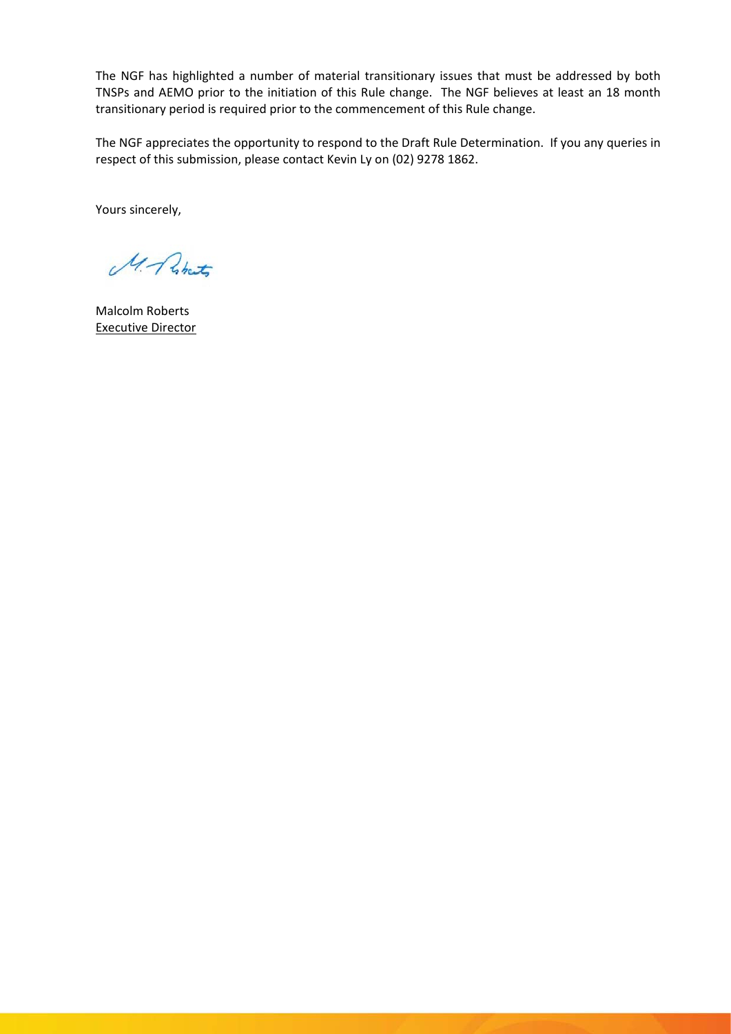The NGF has highlighted a number of material transitionary issues that must be addressed by both TNSPs and AEMO prior to the initiation of this Rule change. The NGF believes at least an 18 month transitionary period is required prior to the commencement of this Rule change.

The NGF appreciates the opportunity to respond to the Draft Rule Determination. If you any queries in respect of this submission, please contact Kevin Ly on (02) 9278 1862.

Yours sincerely,

Malcolm Roberts
Executive Director